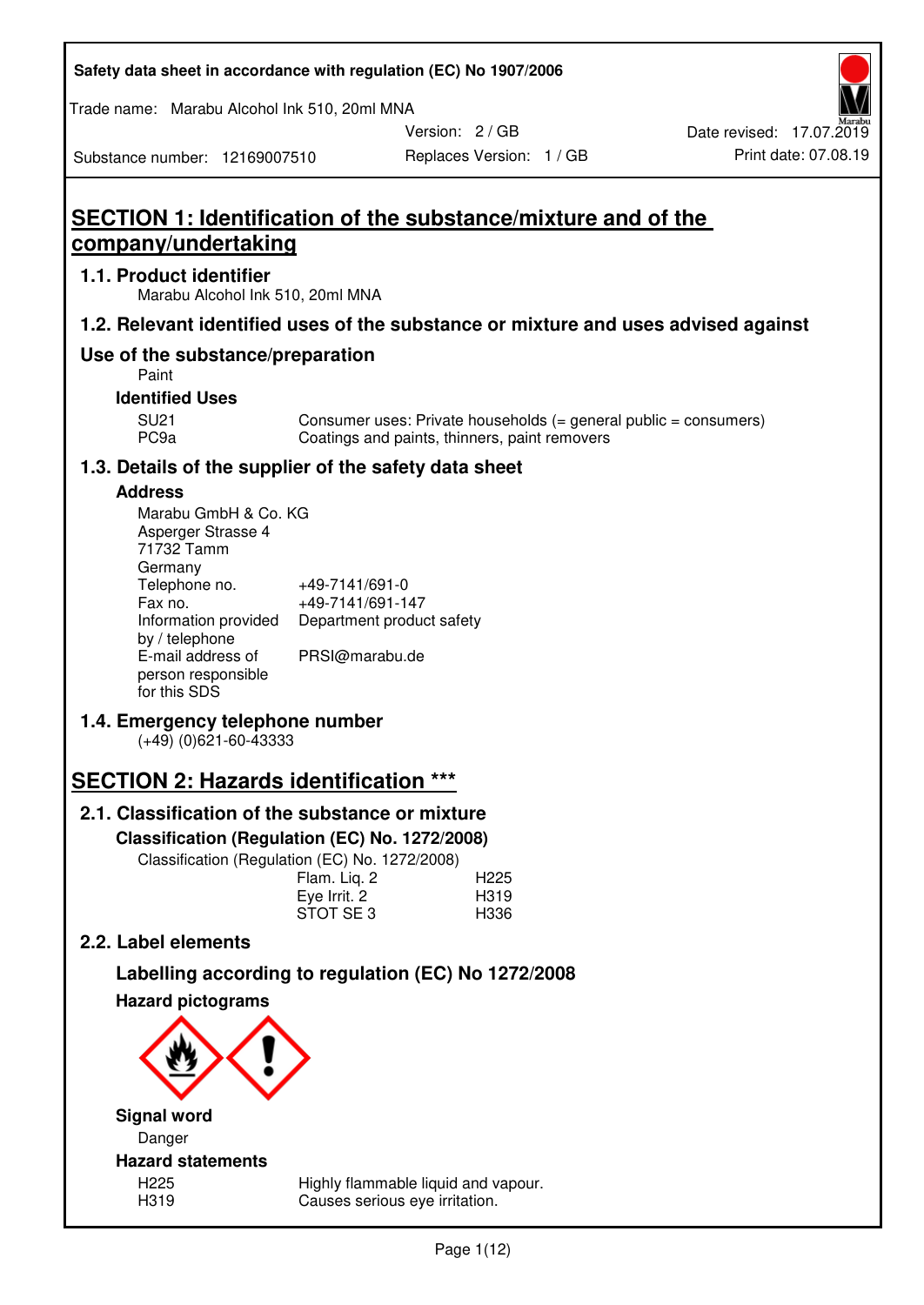Safety data sheet in accordance with regulation (EC) No 1907/2006

Trade name: Marabu Alcohol Ink 510, 20ml MNA

| | | |
|---|---|---|
| Substance number: 12169007510 | Version: 2 / GB<br>Replaces Version: 1 / GB | Date revised: 17.07.2019<br>Print date: 07.08.19 |

# SECTION 1: Identification of the substance/mixture and of the company/undertaking

## 1.1. Product identifier

Marabu Alcohol Ink 510, 20ml MNA

## 1.2. Relevant identified uses of the substance or mixture and uses advised against

### Use of the substance/preparation

Paint

**Identified Uses**

| | |
|---|---|
| SU21 | Consumer uses: Private households (= general public = consumers) |
| PC9a | Coatings and paints, thinners, paint removers |

## 1.3. Details of the supplier of the safety data sheet

**Address**

Marabu GmbH & Co. KG
Asperger Strasse 4
71732 Tamm
Germany

| | |
|---|---|
| Telephone no. | +49-7141/691-0 |
| Fax no. | +49-7141/691-147 |
| Information provided by / telephone | Department product safety |
| E-mail address of person responsible for this SDS | PRSI@marabu.de |

## 1.4. Emergency telephone number

(+49) (0)621-60-43333

# SECTION 2: Hazards identification ***

## 2.1. Classification of the substance or mixture

**Classification (Regulation (EC) No. 1272/2008)**

Classification (Regulation (EC) No. 1272/2008)

| | |
|---|---|
| Flam. Liq. 2 | H225 |
| Eye Irrit. 2 | H319 |
| STOT SE 3 | H336 |

## 2.2. Label elements

### Labelling according to regulation (EC) No 1272/2008

**Hazard pictograms**

**Signal word**

Danger

**Hazard statements**

| | |
|---|---|
| H225 | Highly flammable liquid and vapour. |
| H319 | Causes serious eye irritation. |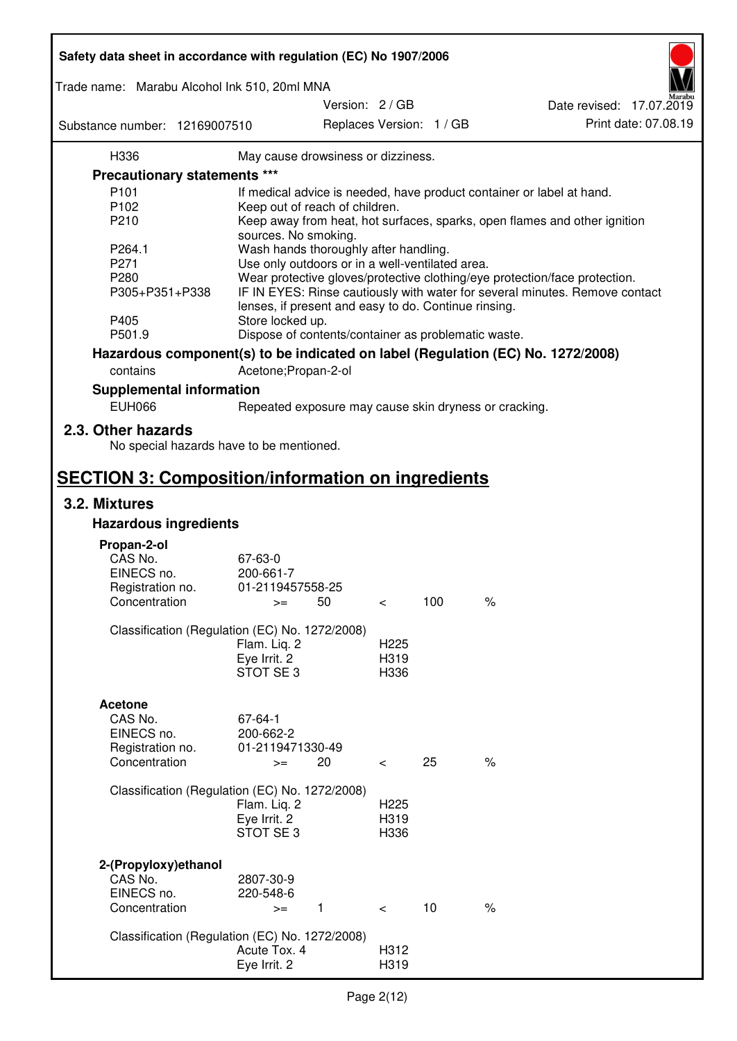| | |
|---|---|
| H336 | May cause drowsiness or dizziness. |

**Precautionary statements \*\*\***

| | |
|---|---|
| P101 | If medical advice is needed, have product container or label at hand. |
| P102 | Keep out of reach of children. |
| P210 | Keep away from heat, hot surfaces, sparks, open flames and other ignition sources. No smoking. |
| P264.1 | Wash hands thoroughly after handling. |
| P271 | Use only outdoors or in a well-ventilated area. |
| P280 | Wear protective gloves/protective clothing/eye protection/face protection. |
| P305+P351+P338 | IF IN EYES: Rinse cautiously with water for several minutes. Remove contact lenses, if present and easy to do. Continue rinsing. |
| P405 | Store locked up. |
| P501.9 | Dispose of contents/container as problematic waste. |

**Hazardous component(s) to be indicated on label (Regulation (EC) No. 1272/2008)**

| | |
|---|---|
| contains | Acetone;Propan-2-ol |

**Supplemental information**

| | |
|---|---|
| EUH066 | Repeated exposure may cause skin dryness or cracking. |

## 2.3. Other hazards

No special hazards have to be mentioned.

# SECTION 3: Composition/information on ingredients

## 3.2. Mixtures

### Hazardous ingredients

**Propan-2-ol**

| | | | | | |
|---|---|---|---|---|---|
| CAS No. | 67-63-0 | | | | |
| EINECS no. | 200-661-7 | | | | |
| Registration no. | 01-2119457558-25 | | | | |
| Concentration | >= | 50 | < | 100 | % |

Classification (Regulation (EC) No. 1272/2008)

| | |
|---|---|
| Flam. Liq. 2 | H225 |
| Eye Irrit. 2 | H319 |
| STOT SE 3 | H336 |

**Acetone**

| | | | | | |
|---|---|---|---|---|---|
| CAS No. | 67-64-1 | | | | |
| EINECS no. | 200-662-2 | | | | |
| Registration no. | 01-2119471330-49 | | | | |
| Concentration | >= | 20 | < | 25 | % |

Classification (Regulation (EC) No. 1272/2008)

| | |
|---|---|
| Flam. Liq. 2 | H225 |
| Eye Irrit. 2 | H319 |
| STOT SE 3 | H336 |

**2-(Propyloxy)ethanol**

| | | | | | |
|---|---|---|---|---|---|
| CAS No. | 2807-30-9 | | | | |
| EINECS no. | 220-548-6 | | | | |
| Concentration | >= | 1 | < | 10 | % |

Classification (Regulation (EC) No. 1272/2008)

| | |
|---|---|
| Acute Tox. 4 | H312 |
| Eye Irrit. 2 | H319 |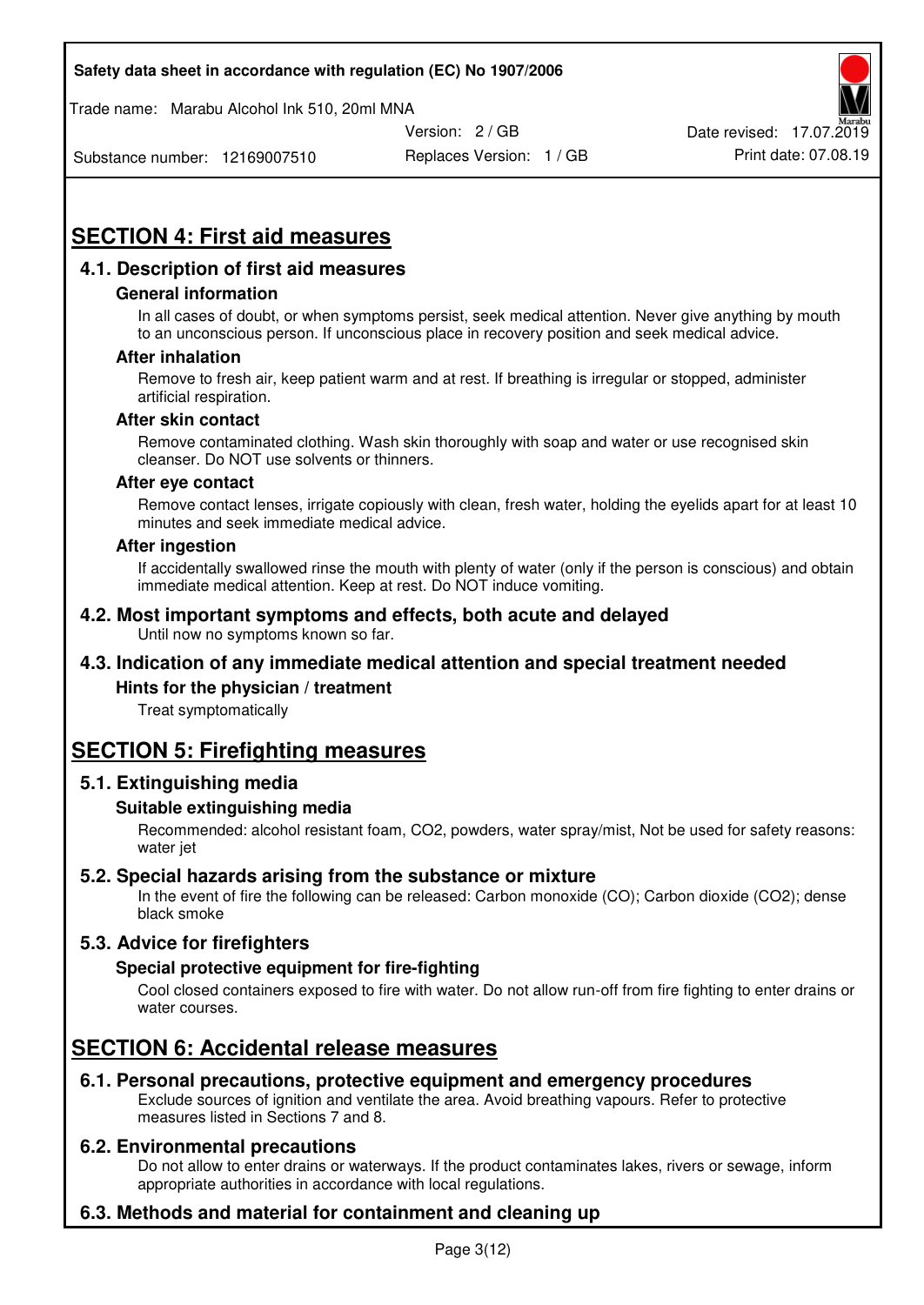# SECTION 4: First aid measures

## 4.1. Description of first aid measures

### General information

In all cases of doubt, or when symptoms persist, seek medical attention. Never give anything by mouth to an unconscious person. If unconscious place in recovery position and seek medical advice.

### After inhalation

Remove to fresh air, keep patient warm and at rest. If breathing is irregular or stopped, administer artificial respiration.

### After skin contact

Remove contaminated clothing. Wash skin thoroughly with soap and water or use recognised skin cleanser. Do NOT use solvents or thinners.

### After eye contact

Remove contact lenses, irrigate copiously with clean, fresh water, holding the eyelids apart for at least 10 minutes and seek immediate medical advice.

### After ingestion

If accidentally swallowed rinse the mouth with plenty of water (only if the person is conscious) and obtain immediate medical attention. Keep at rest. Do NOT induce vomiting.

## 4.2. Most important symptoms and effects, both acute and delayed

Until now no symptoms known so far.

## 4.3. Indication of any immediate medical attention and special treatment needed

### Hints for the physician / treatment

Treat symptomatically

# SECTION 5: Firefighting measures

## 5.1. Extinguishing media

### Suitable extinguishing media

Recommended: alcohol resistant foam, $CO_2$, powders, water spray/mist, Not be used for safety reasons: water jet

## 5.2. Special hazards arising from the substance or mixture

In the event of fire the following can be released: Carbon monoxide (CO); Carbon dioxide ($CO_2$); dense black smoke

## 5.3. Advice for firefighters

### Special protective equipment for fire-fighting

Cool closed containers exposed to fire with water. Do not allow run-off from fire fighting to enter drains or water courses.

# SECTION 6: Accidental release measures

## 6.1. Personal precautions, protective equipment and emergency procedures

Exclude sources of ignition and ventilate the area. Avoid breathing vapours. Refer to protective measures listed in Sections 7 and 8.

## 6.2. Environmental precautions

Do not allow to enter drains or waterways. If the product contaminates lakes, rivers or sewage, inform appropriate authorities in accordance with local regulations.

## 6.3. Methods and material for containment and cleaning up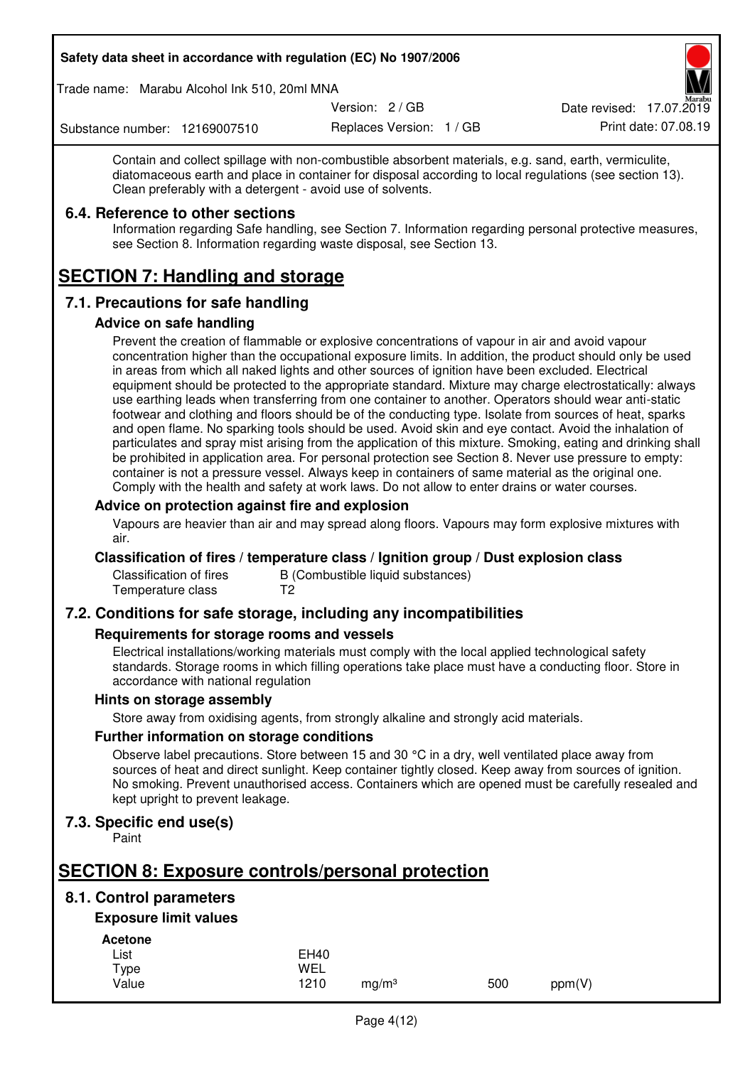Contain and collect spillage with non-combustible absorbent materials, e.g. sand, earth, vermiculite, diatomaceous earth and place in container for disposal according to local regulations (see section 13). Clean preferably with a detergent - avoid use of solvents.

### 6.4. Reference to other sections

Information regarding Safe handling, see Section 7. Information regarding personal protective measures, see Section 8. Information regarding waste disposal, see Section 13.

# SECTION 7: Handling and storage

## 7.1. Precautions for safe handling

### Advice on safe handling

Prevent the creation of flammable or explosive concentrations of vapour in air and avoid vapour concentration higher than the occupational exposure limits. In addition, the product should only be used in areas from which all naked lights and other sources of ignition have been excluded. Electrical equipment should be protected to the appropriate standard. Mixture may charge electrostatically: always use earthing leads when transferring from one container to another. Operators should wear anti-static footwear and clothing and floors should be of the conducting type. Isolate from sources of heat, sparks and open flame. No sparking tools should be used. Avoid skin and eye contact. Avoid the inhalation of particulates and spray mist arising from the application of this mixture. Smoking, eating and drinking shall be prohibited in application area. For personal protection see Section 8. Never use pressure to empty: container is not a pressure vessel. Always keep in containers of same material as the original one. Comply with the health and safety at work laws. Do not allow to enter drains or water courses.

### Advice on protection against fire and explosion

Vapours are heavier than air and may spread along floors. Vapours may form explosive mixtures with air.

### Classification of fires / temperature class / Ignition group / Dust explosion class

| | |
|---|---|
| Classification of fires | B (Combustible liquid substances) |
| Temperature class | T2 |

## 7.2. Conditions for safe storage, including any incompatibilities

### Requirements for storage rooms and vessels

Electrical installations/working materials must comply with the local applied technological safety standards. Storage rooms in which filling operations take place must have a conducting floor. Store in accordance with national regulation

### Hints on storage assembly

Store away from oxidising agents, from strongly alkaline and strongly acid materials.

### Further information on storage conditions

Observe label precautions. Store between 15 and 30 °C in a dry, well ventilated place away from sources of heat and direct sunlight. Keep container tightly closed. Keep away from sources of ignition. No smoking. Prevent unauthorised access. Containers which are opened must be carefully resealed and kept upright to prevent leakage.

## 7.3. Specific end use(s)

Paint

# SECTION 8: Exposure controls/personal protection

## 8.1. Control parameters

### Exposure limit values

**Acetone**

| | | | | |
|---|---|---|---|---|
| List | EH40 | | | |
| Type | WEL | | | |
| Value | 1210 | mg/m³ | 500 | ppm(V) |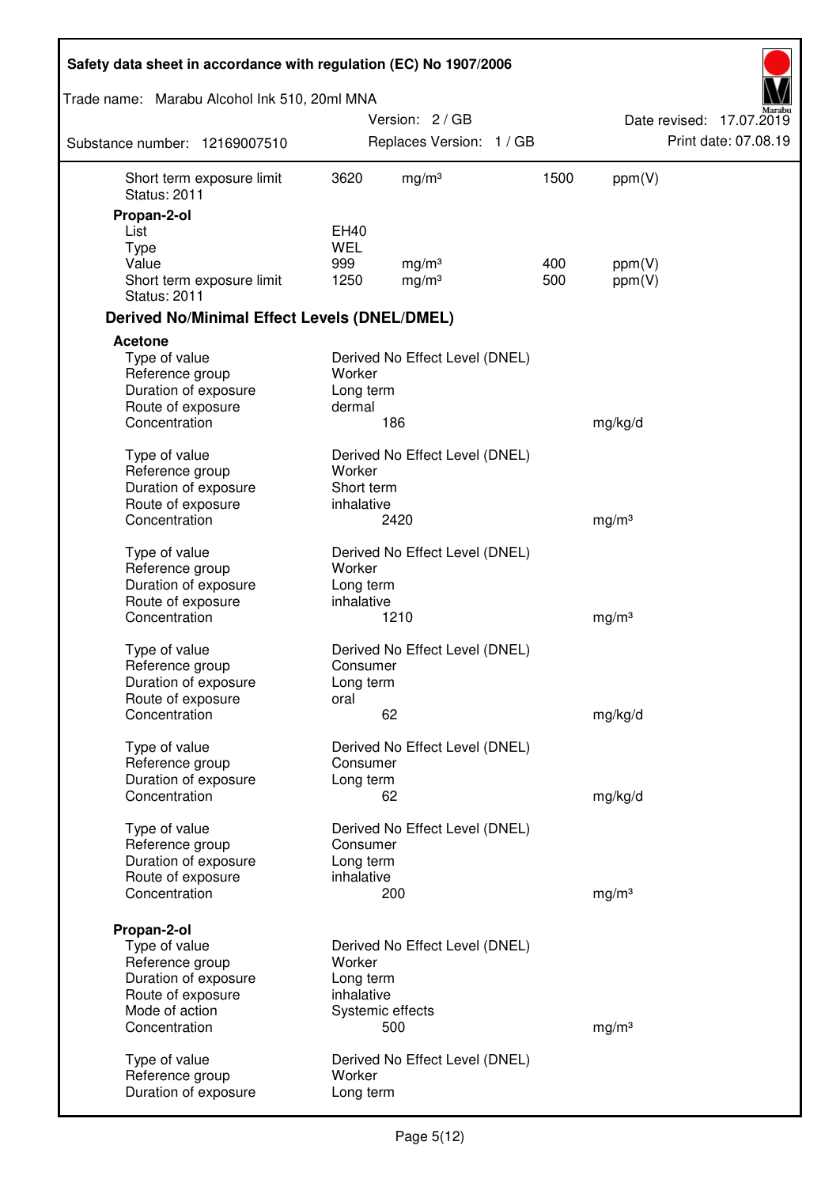| | | | | |
|---|---|---|---|---|
| Short term exposure limit | 3620 | mg/m³ | 1500 | ppm(V) |
| Status: 2011 | | | | |

**Propan-2-ol**

| | | | | |
|---|---|---|---|---|
| List | EH40 | | | |
| Type | WEL | | | |
| Value | 999 | mg/m³ | 400 | ppm(V) |
| Short term exposure limit | 1250 | mg/m³ | 500 | ppm(V) |
| Status: 2011 | | | | |

## Derived No/Minimal Effect Levels (DNEL/DMEL)

**Acetone**

| | | |
|---|---|---|
| Type of value | Derived No Effect Level (DNEL) | |
| Reference group | Worker | |
| Duration of exposure | Long term | |
| Route of exposure | dermal | |
| Concentration | 186 | mg/kg/d |

| | | |
|---|---|---|
| Type of value | Derived No Effect Level (DNEL) | |
| Reference group | Worker | |
| Duration of exposure | Short term | |
| Route of exposure | inhalative | |
| Concentration | 2420 | mg/m³ |

| | | |
|---|---|---|
| Type of value | Derived No Effect Level (DNEL) | |
| Reference group | Worker | |
| Duration of exposure | Long term | |
| Route of exposure | inhalative | |
| Concentration | 1210 | mg/m³ |

| | | |
|---|---|---|
| Type of value | Derived No Effect Level (DNEL) | |
| Reference group | Consumer | |
| Duration of exposure | Long term | |
| Route of exposure | oral | |
| Concentration | 62 | mg/kg/d |

| | | |
|---|---|---|
| Type of value | Derived No Effect Level (DNEL) | |
| Reference group | Consumer | |
| Duration of exposure | Long term | |
| Concentration | 62 | mg/kg/d |

| | | |
|---|---|---|
| Type of value | Derived No Effect Level (DNEL) | |
| Reference group | Consumer | |
| Duration of exposure | Long term | |
| Route of exposure | inhalative | |
| Concentration | 200 | mg/m³ |

**Propan-2-ol**

| | | |
|---|---|---|
| Type of value | Derived No Effect Level (DNEL) | |
| Reference group | Worker | |
| Duration of exposure | Long term | |
| Route of exposure | inhalative | |
| Mode of action | Systemic effects | |
| Concentration | 500 | mg/m³ |

| | |
|---|---|
| Type of value | Derived No Effect Level (DNEL) |
| Reference group | Worker |
| Duration of exposure | Long term |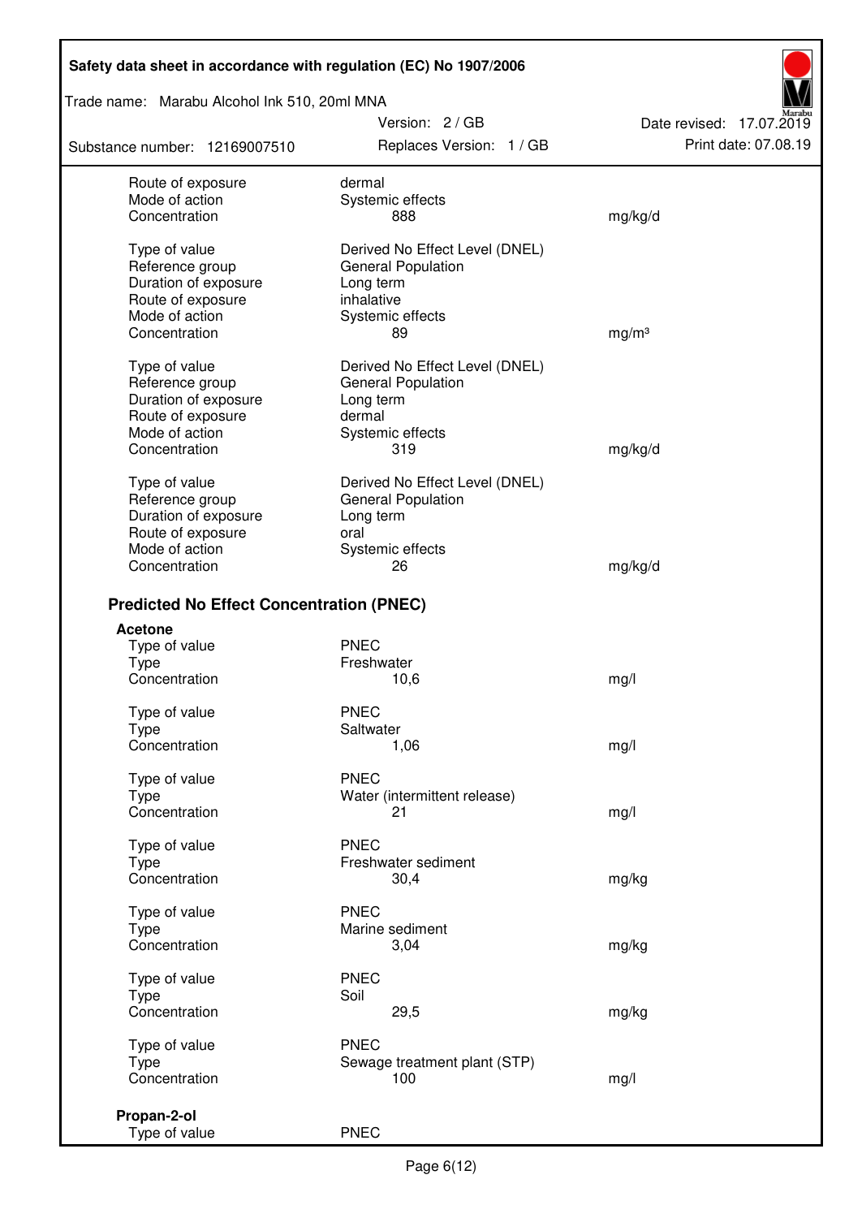| | | |
|---|---|---|
| Route of exposure | dermal | |
| Mode of action | Systemic effects | |
| Concentration | 888 | mg/kg/d |

| | | |
|---|---|---|
| Type of value | Derived No Effect Level (DNEL) | |
| Reference group | General Population | |
| Duration of exposure | Long term | |
| Route of exposure | inhalative | |
| Mode of action | Systemic effects | |
| Concentration | 89 | mg/m³ |

| | | |
|---|---|---|
| Type of value | Derived No Effect Level (DNEL) | |
| Reference group | General Population | |
| Duration of exposure | Long term | |
| Route of exposure | dermal | |
| Mode of action | Systemic effects | |
| Concentration | 319 | mg/kg/d |

| | | |
|---|---|---|
| Type of value | Derived No Effect Level (DNEL) | |
| Reference group | General Population | |
| Duration of exposure | Long term | |
| Route of exposure | oral | |
| Mode of action | Systemic effects | |
| Concentration | 26 | mg/kg/d |

## Predicted No Effect Concentration (PNEC)

**Acetone**

| | | |
|---|---|---|
| Type of value | PNEC | |
| Type | Freshwater | |
| Concentration | 10,6 | mg/l |

| | | |
|---|---|---|
| Type of value | PNEC | |
| Type | Saltwater | |
| Concentration | 1,06 | mg/l |

| | | |
|---|---|---|
| Type of value | PNEC | |
| Type | Water (intermittent release) | |
| Concentration | 21 | mg/l |

| | | |
|---|---|---|
| Type of value | PNEC | |
| Type | Freshwater sediment | |
| Concentration | 30,4 | mg/kg |

| | | |
|---|---|---|
| Type of value | PNEC | |
| Type | Marine sediment | |
| Concentration | 3,04 | mg/kg |

| | | |
|---|---|---|
| Type of value | PNEC | |
| Type | Soil | |
| Concentration | 29,5 | mg/kg |

| | | |
|---|---|---|
| Type of value | PNEC | |
| Type | Sewage treatment plant (STP) | |
| Concentration | 100 | mg/l |

**Propan-2-ol**

| | |
|---|---|
| Type of value | PNEC |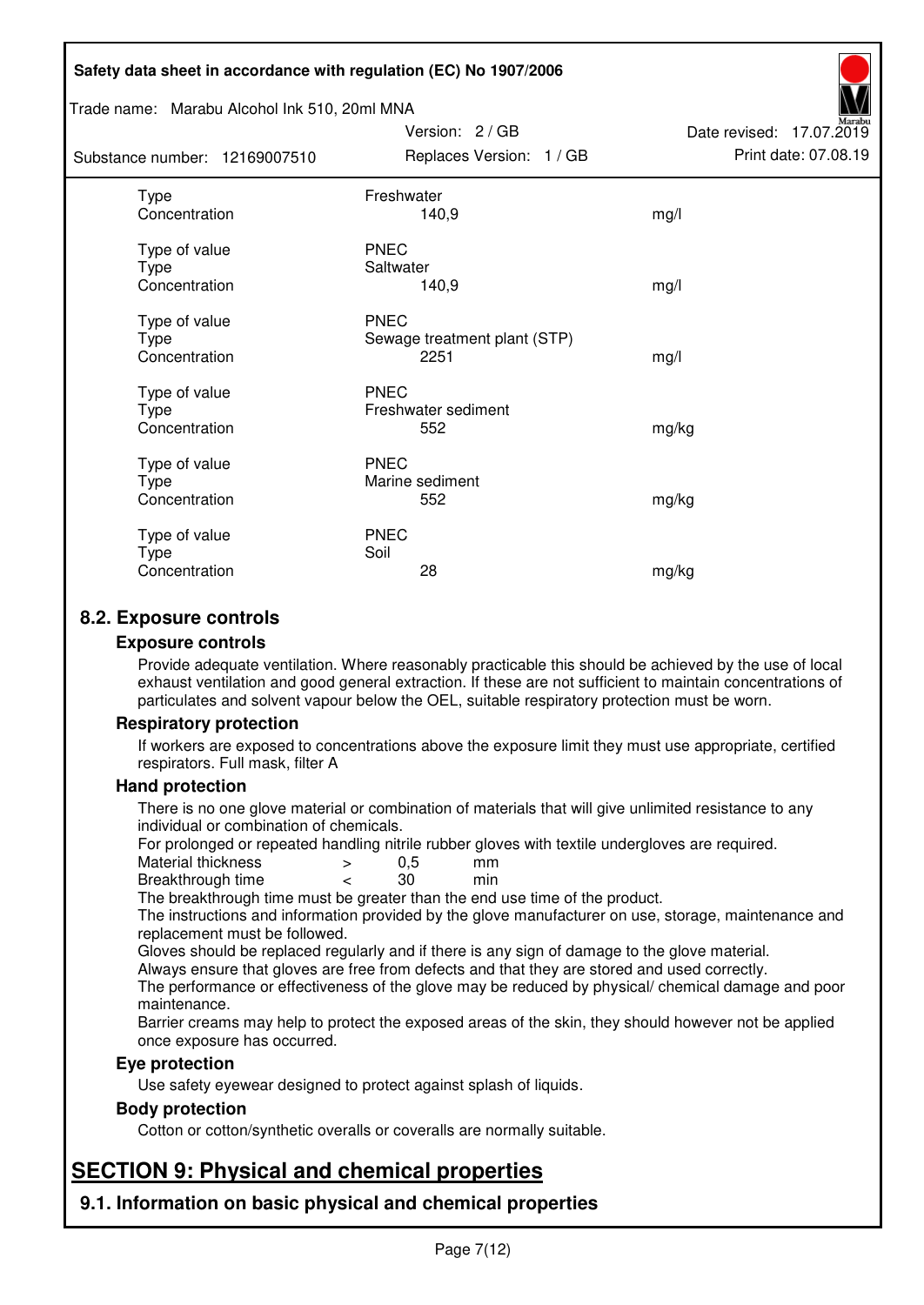| | | |
|---|---|---|
| Type | Freshwater | |
| Concentration | 140,9 | mg/l |
| | | |
| Type of value | PNEC | |
| Type | Saltwater | |
| Concentration | 140,9 | mg/l |
| | | |
| Type of value | PNEC | |
| Type | Sewage treatment plant (STP) | |
| Concentration | 2251 | mg/l |
| | | |
| Type of value | PNEC | |
| Type | Freshwater sediment | |
| Concentration | 552 | mg/kg |
| | | |
| Type of value | PNEC | |
| Type | Marine sediment | |
| Concentration | 552 | mg/kg |
| | | |
| Type of value | PNEC | |
| Type | Soil | |
| Concentration | 28 | mg/kg |

## 8.2. Exposure controls

### Exposure controls

Provide adequate ventilation. Where reasonably practicable this should be achieved by the use of local exhaust ventilation and good general extraction. If these are not sufficient to maintain concentrations of particulates and solvent vapour below the OEL, suitable respiratory protection must be worn.

### Respiratory protection

If workers are exposed to concentrations above the exposure limit they must use appropriate, certified respirators. Full mask, filter A

### Hand protection

There is no one glove material or combination of materials that will give unlimited resistance to any individual or combination of chemicals.

For prolonged or repeated handling nitrile rubber gloves with textile undergloves are required.

| | | | |
|---|---|---|---|
| Material thickness | > | 0,5 | mm |
| Breakthrough time | < | 30 | min |

The breakthrough time must be greater than the end use time of the product.

The instructions and information provided by the glove manufacturer on use, storage, maintenance and replacement must be followed.

Gloves should be replaced regularly and if there is any sign of damage to the glove material.

Always ensure that gloves are free from defects and that they are stored and used correctly.

The performance or effectiveness of the glove may be reduced by physical/ chemical damage and poor maintenance.

Barrier creams may help to protect the exposed areas of the skin, they should however not be applied once exposure has occurred.

### Eye protection

Use safety eyewear designed to protect against splash of liquids.

### Body protection

Cotton or cotton/synthetic overalls or coveralls are normally suitable.

# SECTION 9: Physical and chemical properties

## 9.1. Information on basic physical and chemical properties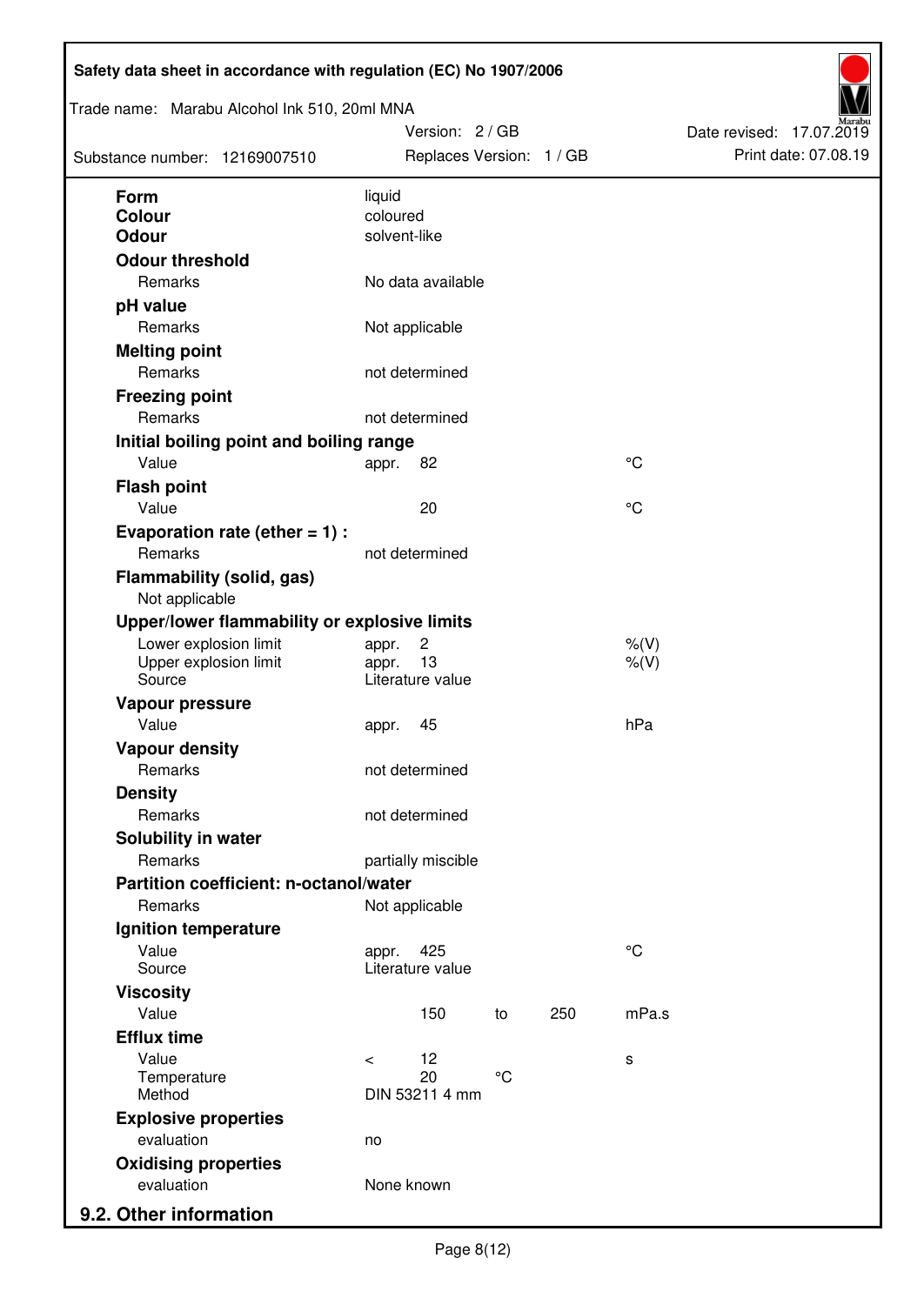| | | | | | |
|---|---|---|---|---|---|
| **Form** | liquid | | | | |
| **Colour** | coloured | | | | |
| **Odour** | solvent-like | | | | |
| **Odour threshold** | | | | | |
| Remarks | No data available | | | | |
| **pH value** | | | | | |
| Remarks | Not applicable | | | | |
| **Melting point** | | | | | |
| Remarks | not determined | | | | |
| **Freezing point** | | | | | |
| Remarks | not determined | | | | |
| **Initial boiling point and boiling range** | | | | | |
| Value | appr. | 82 | | | °C |
| **Flash point** | | | | | |
| Value | | 20 | | | °C |
| **Evaporation rate (ether = 1) :** | | | | | |
| Remarks | not determined | | | | |
| **Flammability (solid, gas)** | | | | | |
| Not applicable | | | | | |
| **Upper/lower flammability or explosive limits** | | | | | |
| Lower explosion limit | appr. | 2 | | | %(V) |
| Upper explosion limit | appr. | 13 | | | %(V) |
| Source | Literature value | | | | |
| **Vapour pressure** | | | | | |
| Value | appr. | 45 | | | hPa |
| **Vapour density** | | | | | |
| Remarks | not determined | | | | |
| **Density** | | | | | |
| Remarks | not determined | | | | |
| **Solubility in water** | | | | | |
| Remarks | partially miscible | | | | |
| **Partition coefficient: n-octanol/water** | | | | | |
| Remarks | Not applicable | | | | |
| **Ignition temperature** | | | | | |
| Value | appr. | 425 | | | °C |
| Source | Literature value | | | | |
| **Viscosity** | | | | | |
| Value | | 150 | to | 250 | mPa.s |
| **Efflux time** | | | | | |
| Value | < | 12 | | | s |
| Temperature | | 20 | °C | | |
| Method | DIN 53211 4 mm | | | | |
| **Explosive properties** | | | | | |
| evaluation | no | | | | |
| **Oxidising properties** | | | | | |
| evaluation | None known | | | | |

## 9.2. Other information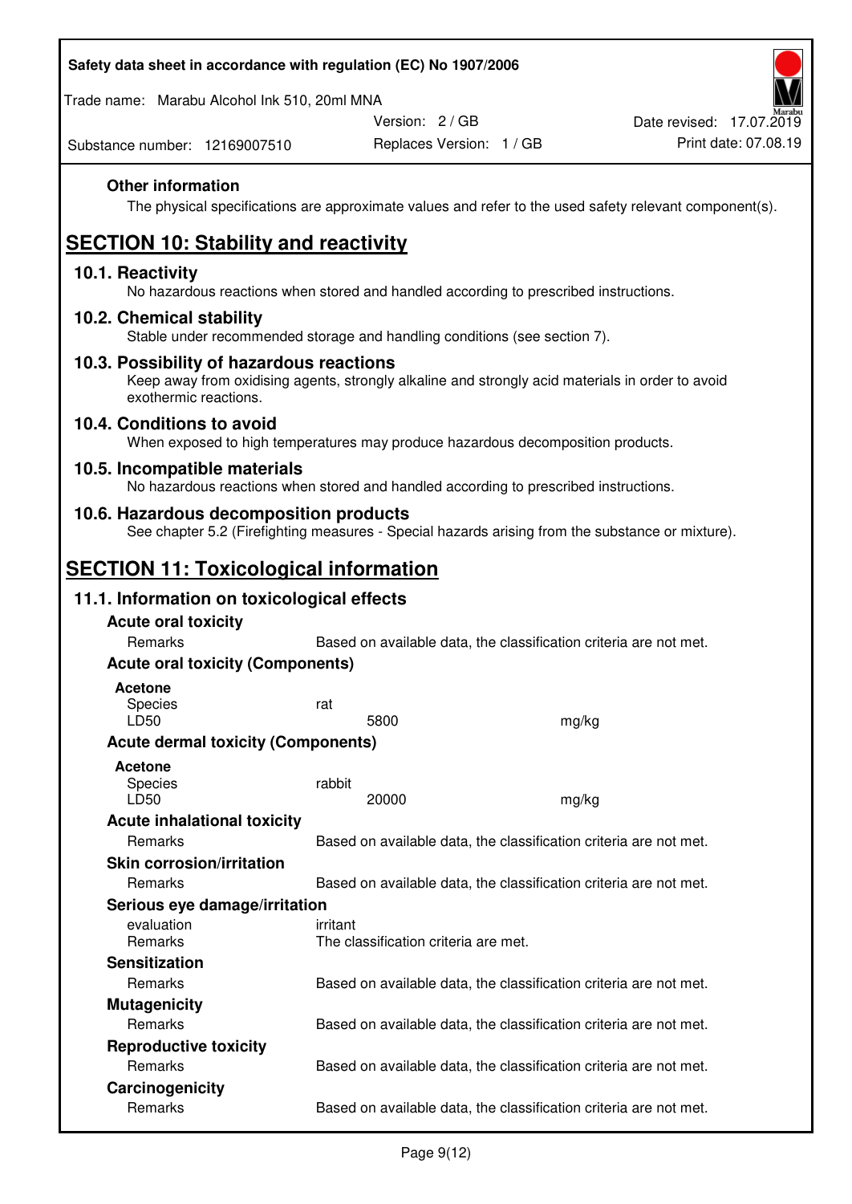### Other information

The physical specifications are approximate values and refer to the used safety relevant component(s).

## SECTION 10: Stability and reactivity

### 10.1. Reactivity

No hazardous reactions when stored and handled according to prescribed instructions.

### 10.2. Chemical stability

Stable under recommended storage and handling conditions (see section 7).

### 10.3. Possibility of hazardous reactions

Keep away from oxidising agents, strongly alkaline and strongly acid materials in order to avoid exothermic reactions.

### 10.4. Conditions to avoid

When exposed to high temperatures may produce hazardous decomposition products.

### 10.5. Incompatible materials

No hazardous reactions when stored and handled according to prescribed instructions.

### 10.6. Hazardous decomposition products

See chapter 5.2 (Firefighting measures - Special hazards arising from the substance or mixture).

## SECTION 11: Toxicological information

### 11.1. Information on toxicological effects

**Acute oral toxicity**

| | |
|---|---|
| Remarks | Based on available data, the classification criteria are not met. |

**Acute oral toxicity (Components)**

**Acetone**

| | | |
|---|---|---|
| Species | rat | |
| LD50 | 5800 | mg/kg |

**Acute dermal toxicity (Components)**

**Acetone**

| | | |
|---|---|---|
| Species | rabbit | |
| LD50 | 20000 | mg/kg |

**Acute inhalational toxicity**

| | |
|---|---|
| Remarks | Based on available data, the classification criteria are not met. |

**Skin corrosion/irritation**

| | |
|---|---|
| Remarks | Based on available data, the classification criteria are not met. |

**Serious eye damage/irritation**

| | |
|---|---|
| evaluation | irritant |
| Remarks | The classification criteria are met. |

**Sensitization**

| | |
|---|---|
| Remarks | Based on available data, the classification criteria are not met. |

**Mutagenicity**

| | |
|---|---|
| Remarks | Based on available data, the classification criteria are not met. |

**Reproductive toxicity**

| | |
|---|---|
| Remarks | Based on available data, the classification criteria are not met. |

**Carcinogenicity**

| | |
|---|---|
| Remarks | Based on available data, the classification criteria are not met. |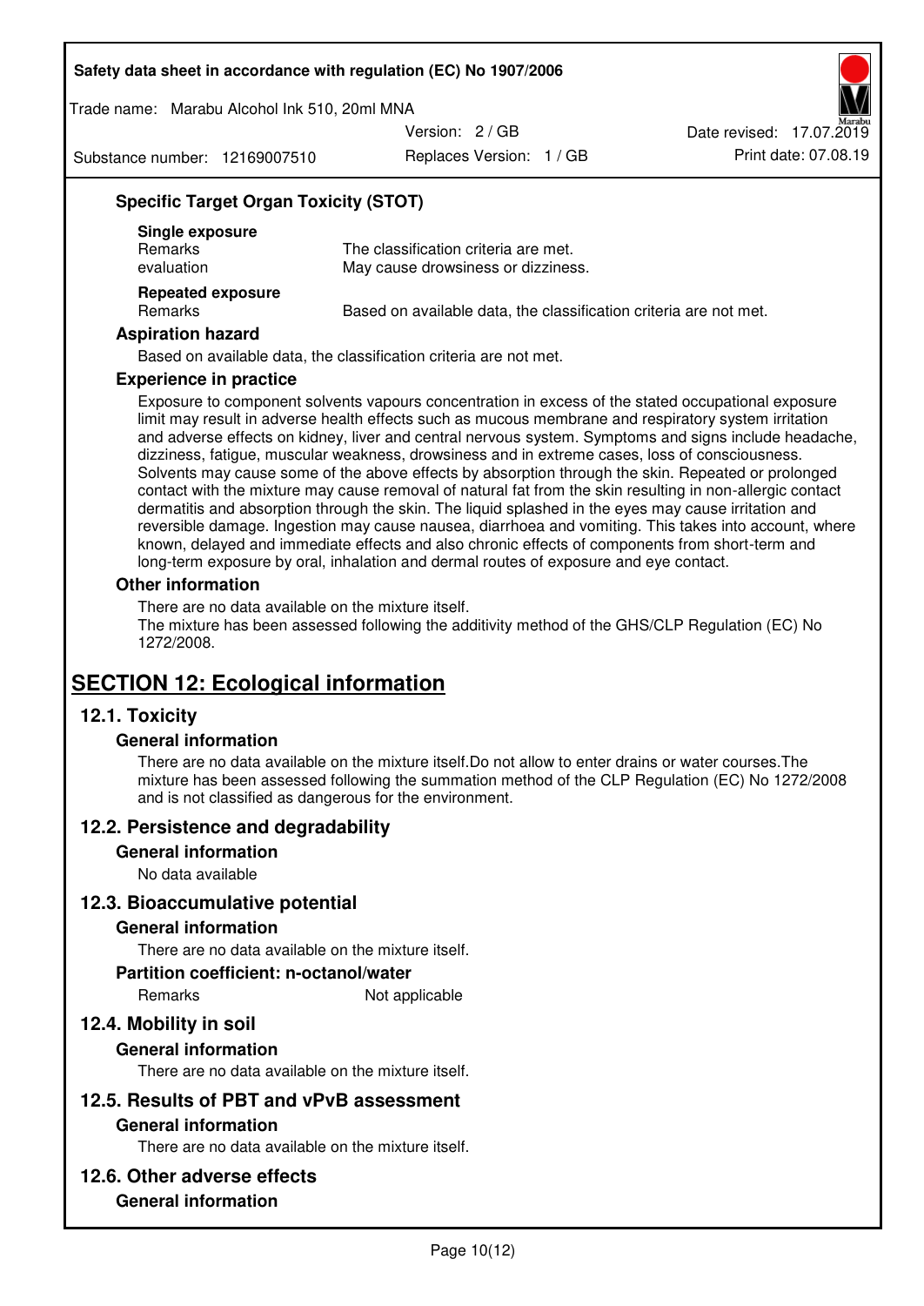### Specific Target Organ Toxicity (STOT)

**Single exposure**

| | |
|---|---|
| Remarks | The classification criteria are met. |
| evaluation | May cause drowsiness or dizziness. |

**Repeated exposure**

| | |
|---|---|
| Remarks | Based on available data, the classification criteria are not met. |

### Aspiration hazard

Based on available data, the classification criteria are not met.

### Experience in practice

Exposure to component solvents vapours concentration in excess of the stated occupational exposure limit may result in adverse health effects such as mucous membrane and respiratory system irritation and adverse effects on kidney, liver and central nervous system. Symptoms and signs include headache, dizziness, fatigue, muscular weakness, drowsiness and in extreme cases, loss of consciousness. Solvents may cause some of the above effects by absorption through the skin. Repeated or prolonged contact with the mixture may cause removal of natural fat from the skin resulting in non-allergic contact dermatitis and absorption through the skin. The liquid splashed in the eyes may cause irritation and reversible damage. Ingestion may cause nausea, diarrhoea and vomiting. This takes into account, where known, delayed and immediate effects and also chronic effects of components from short-term and long-term exposure by oral, inhalation and dermal routes of exposure and eye contact.

### Other information

There are no data available on the mixture itself.
The mixture has been assessed following the additivity method of the GHS/CLP Regulation (EC) No 1272/2008.

# SECTION 12: Ecological information

## 12.1. Toxicity

### General information

There are no data available on the mixture itself.Do not allow to enter drains or water courses.The mixture has been assessed following the summation method of the CLP Regulation (EC) No 1272/2008 and is not classified as dangerous for the environment.

## 12.2. Persistence and degradability

### General information

No data available

## 12.3. Bioaccumulative potential

### General information

There are no data available on the mixture itself.

### Partition coefficient: n-octanol/water

| | |
|---|---|
| Remarks | Not applicable |

## 12.4. Mobility in soil

### General information

There are no data available on the mixture itself.

## 12.5. Results of PBT and vPvB assessment

### General information

There are no data available on the mixture itself.

## 12.6. Other adverse effects

### General information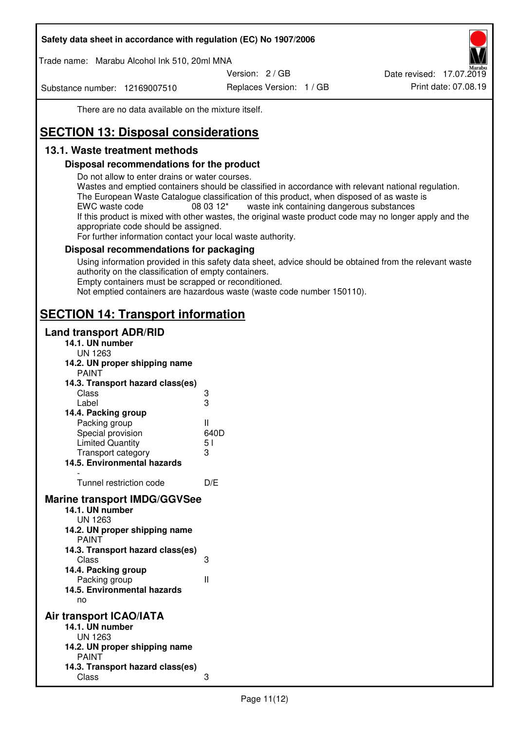There are no data available on the mixture itself.

# SECTION 13: Disposal considerations

## 13.1. Waste treatment methods

### Disposal recommendations for the product

Do not allow to enter drains or water courses.
Wastes and emptied containers should be classified in accordance with relevant national regulation.
The European Waste Catalogue classification of this product, when disposed of as waste is
EWC waste code 08 03 12* waste ink containing dangerous substances
If this product is mixed with other wastes, the original waste product code may no longer apply and the appropriate code should be assigned.
For further information contact your local waste authority.

### Disposal recommendations for packaging

Using information provided in this safety data sheet, advice should be obtained from the relevant waste authority on the classification of empty containers.
Empty containers must be scrapped or reconditioned.
Not emptied containers are hazardous waste (waste code number 150110).

# SECTION 14: Transport information

## Land transport ADR/RID

**14.1. UN number**
UN 1263

**14.2. UN proper shipping name**
PAINT

**14.3. Transport hazard class(es)**

| | |
|---|---|
| Class | 3 |
| Label | 3 |

**14.4. Packing group**

| | |
|---|---|
| Packing group | II |
| Special provision | 640D |
| Limited Quantity | 5 l |
| Transport category | 3 |

**14.5. Environmental hazards**
-

| | |
|---|---|
| Tunnel restriction code | D/E |

## Marine transport IMDG/GGVSee

**14.1. UN number**
UN 1263

**14.2. UN proper shipping name**
PAINT

**14.3. Transport hazard class(es)**

| | |
|---|---|
| Class | 3 |

**14.4. Packing group**

| | |
|---|---|
| Packing group | II |

**14.5. Environmental hazards**
no

## Air transport ICAO/IATA

**14.1. UN number**
UN 1263

**14.2. UN proper shipping name**
PAINT

**14.3. Transport hazard class(es)**

| | |
|---|---|
| Class | 3 |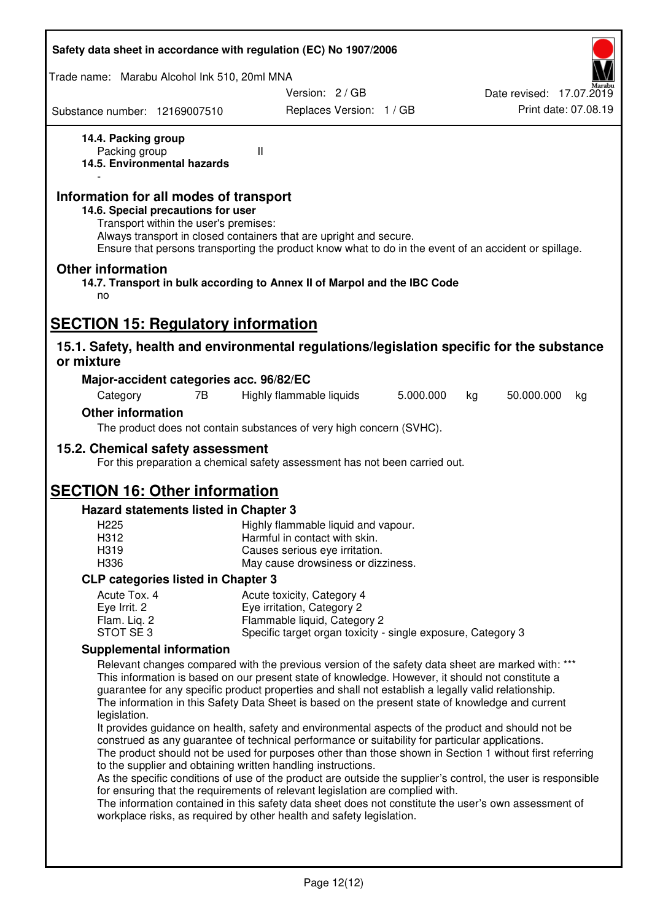**14.4. Packing group**

Packing group II

**14.5. Environmental hazards**

-

## Information for all modes of transport

**14.6. Special precautions for user**

Transport within the user's premises:
Always transport in closed containers that are upright and secure.
Ensure that persons transporting the product know what to do in the event of an accident or spillage.

## Other information

**14.7. Transport in bulk according to Annex II of Marpol and the IBC Code**

no

# SECTION 15: Regulatory information

## 15.1. Safety, health and environmental regulations/legislation specific for the substance or mixture

### Major-accident categories acc. 96/82/EC

| | | | | | | |
|---|---|---|---|---|---|---|
| Category | 7B | Highly flammable liquids | 5.000.000 | kg | 50.000.000 | kg |

### Other information

The product does not contain substances of very high concern (SVHC).

## 15.2. Chemical safety assessment

For this preparation a chemical safety assessment has not been carried out.

# SECTION 16: Other information

### Hazard statements listed in Chapter 3

| | |
|---|---|
| H225 | Highly flammable liquid and vapour. |
| H312 | Harmful in contact with skin. |
| H319 | Causes serious eye irritation. |
| H336 | May cause drowsiness or dizziness. |

### CLP categories listed in Chapter 3

| | |
|---|---|
| Acute Tox. 4 | Acute toxicity, Category 4 |
| Eye Irrit. 2 | Eye irritation, Category 2 |
| Flam. Liq. 2 | Flammable liquid, Category 2 |
| STOT SE 3 | Specific target organ toxicity - single exposure, Category 3 |

### Supplemental information

Relevant changes compared with the previous version of the safety data sheet are marked with: ***
This information is based on our present state of knowledge. However, it should not constitute a guarantee for any specific product properties and shall not establish a legally valid relationship.
The information in this Safety Data Sheet is based on the present state of knowledge and current legislation.
It provides guidance on health, safety and environmental aspects of the product and should not be construed as any guarantee of technical performance or suitability for particular applications.
The product should not be used for purposes other than those shown in Section 1 without first referring to the supplier and obtaining written handling instructions.
As the specific conditions of use of the product are outside the supplier's control, the user is responsible for ensuring that the requirements of relevant legislation are complied with.
The information contained in this safety data sheet does not constitute the user's own assessment of workplace risks, as required by other health and safety legislation.